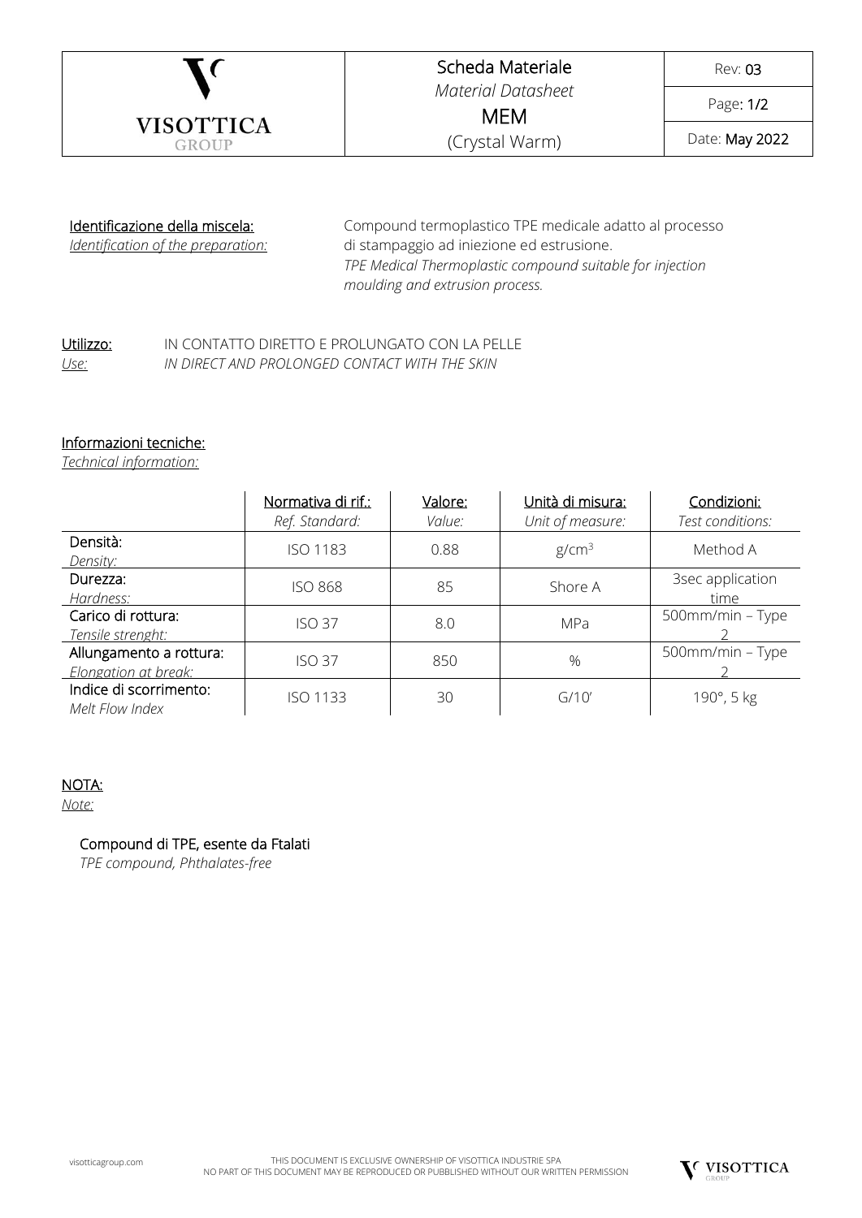| VISOTTICA GROUP | Scheda Materiale<br>*Material Datasheet*<br>MEM<br>(Crystal Warm) | Rev: **03** |
|---|---|---|
| | | Page: **1/2** |
| | | Date: **May 2022** |

<u>Identificazione della miscela:</u>
*<u>Identification of the preparation:</u>*

Compound termoplastico TPE medicale adatto al processo di stampaggio ad iniezione ed estrusione.
*TPE Medical Thermoplastic compound suitable for injection moulding and extrusion process.*

<u>Utilizzo:</u> IN CONTATTO DIRETTO E PROLUNGATO CON LA PELLE
*<u>Use:</u> IN DIRECT AND PROLONGED CONTACT WITH THE SKIN*

<u>Informazioni tecniche:</u>
*<u>Technical information:</u>*

| | <u>Normativa di rif.:</u><br>*Ref. Standard:* | <u>Valore:</u><br>*Value:* | <u>Unità di misura:</u><br>*Unit of measure:* | <u>Condizioni:</u><br>*Test conditions:* |
|---|---|---|---|---|
| Densità:<br>*Density:* | ISO 1183 | 0.88 | $g/cm^3$ | Method A |
| Durezza:<br>*Hardness:* | ISO 868 | 85 | Shore A | 3sec application time |
| Carico di rottura:<br>*Tensile strenght:* | ISO 37 | 8.0 | MPa | 500mm/min – Type 2 |
| Allungamento a rottura:<br>*Elongation at break:* | ISO 37 | 850 | % | 500mm/min – Type 2 |
| Indice di scorrimento:<br>*Melt Flow Index* | ISO 1133 | 30 | G/10' | 190°, 5 kg |

<u>NOTA:</u>
*<u>Note:</u>*

Compound di TPE, esente da Ftalati
*TPE compound, Phthalates-free*

visotticagroup.com

THIS DOCUMENT IS EXCLUSIVE OWNERSHIP OF VISOTTICA INDUSTRIE SPA
NO PART OF THIS DOCUMENT MAY BE REPRODUCED OR PUBBLISHED WITHOUT OUR WRITTEN PERMISSION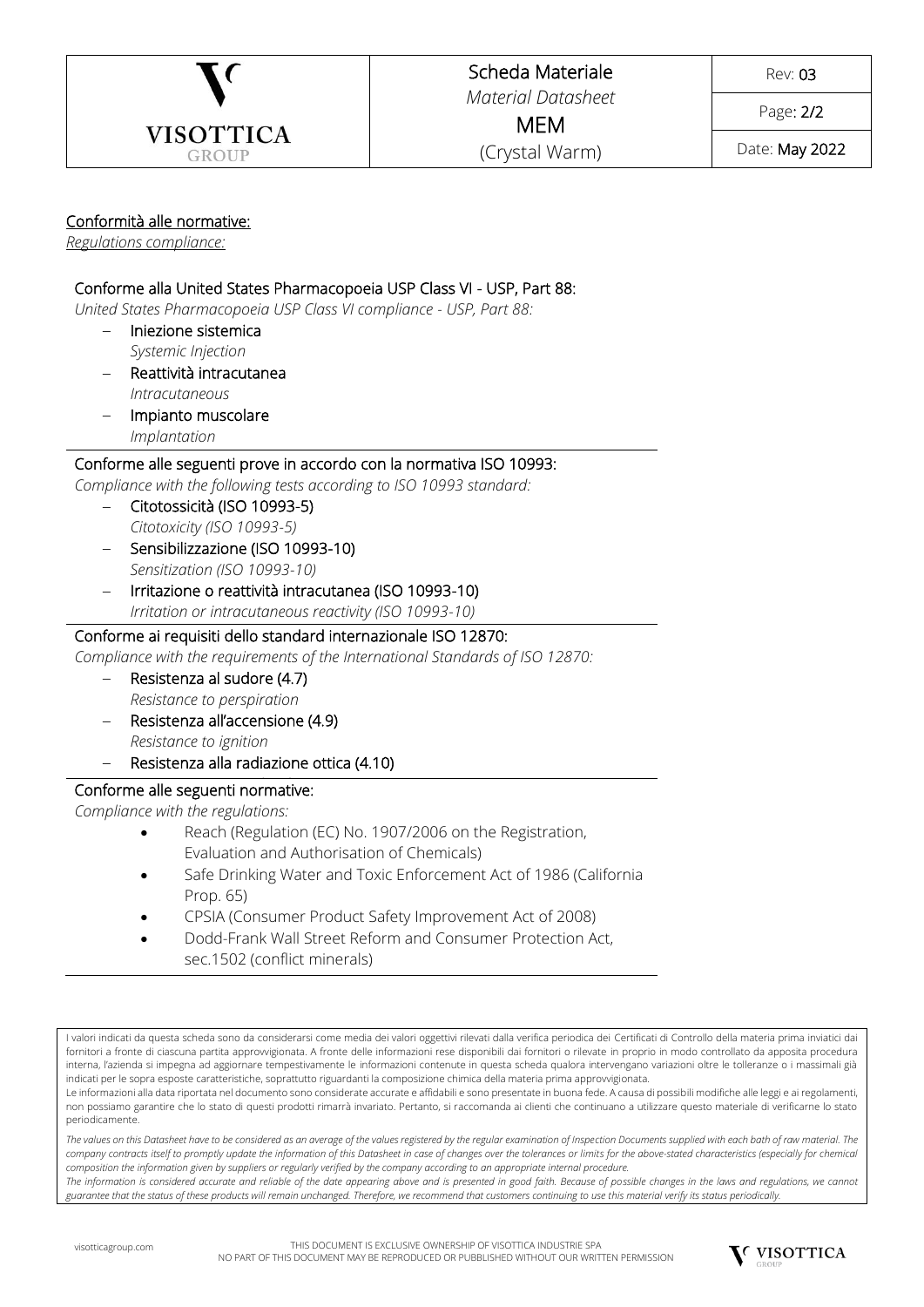Conformità alle normative:
*Regulations compliance:*

Conforme alla United States Pharmacopoeia USP Class VI - USP, Part 88:
*United States Pharmacopoeia USP Class VI compliance - USP, Part 88:*

- Iniezione sistemica
  *Systemic Injection*
- Reattività intracutanea
  *Intracutaneous*
- Impianto muscolare
  *Implantation*

---

Conforme alle seguenti prove in accordo con la normativa ISO 10993:
*Compliance with the following tests according to ISO 10993 standard:*

- Citotossicità (ISO 10993-5)
  *Citotoxicity (ISO 10993-5)*
- Sensibilizzazione (ISO 10993-10)
  *Sensitization (ISO 10993-10)*
- Irritazione o reattività intracutanea (ISO 10993-10)
  *Irritation or intracutaneous reactivity (ISO 10993-10)*

---

Conforme ai requisiti dello standard internazionale ISO 12870:
*Compliance with the requirements of the International Standards of ISO 12870:*

- Resistenza al sudore (4.7)
  *Resistance to perspiration*
- Resistenza all'accensione (4.9)
  *Resistance to ignition*
- Resistenza alla radiazione ottica (4.10)

---

Conforme alle seguenti normative:
*Compliance with the regulations:*

- Reach (Regulation (EC) No. 1907/2006 on the Registration, Evaluation and Authorisation of Chemicals)
- Safe Drinking Water and Toxic Enforcement Act of 1986 (California Prop. 65)
- CPSIA (Consumer Product Safety Improvement Act of 2008)
- Dodd-Frank Wall Street Reform and Consumer Protection Act, sec.1502 (conflict minerals)

---

I valori indicati da questa scheda sono da considerarsi come media dei valori oggettivi rilevati dalla verifica periodica dei Certificati di Controllo della materia prima inviatici dai fornitori a fronte di ciascuna partita approvvigionata. A fronte delle informazioni rese disponibili dai fornitori o rilevate in proprio in modo controllato da apposita procedura interna, l'azienda si impegna ad aggiornare tempestivamente le informazioni contenute in questa scheda qualora intervengano variazioni oltre le tolleranze o i massimali già indicati per le sopra esposte caratteristiche, soprattutto riguardanti la composizione chimica della materia prima approvvigionata.
Le informazioni alla data riportata nel documento sono considerate accurate e affidabili e sono presentate in buona fede. A causa di possibili modifiche alle leggi e ai regolamenti, non possiamo garantire che lo stato di questi prodotti rimarrà invariato. Pertanto, si raccomanda ai clienti che continuano a utilizzare questo materiale di verificarne lo stato periodicamente.

*The values on this Datasheet have to be considered as an average of the values registered by the regular examination of Inspection Documents supplied with each bath of raw material. The company contracts itself to promptly update the information of this Datasheet in case of changes over the tolerances or limits for the above-stated characteristics (especially for chemical composition the information given by suppliers or regularly verified by the company according to an appropriate internal procedure.*
*The information is considered accurate and reliable of the date appearing above and is presented in good faith. Because of possible changes in the laws and regulations, we cannot guarantee that the status of these products will remain unchanged. Therefore, we recommend that customers continuing to use this material verify its status periodically.*